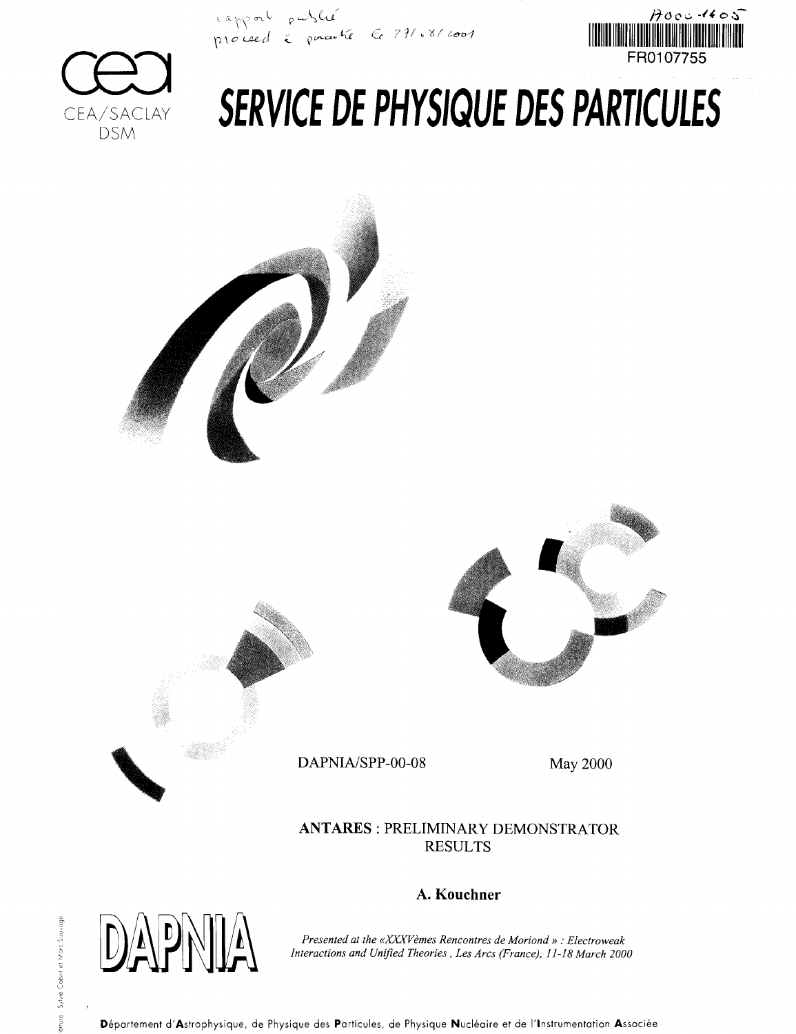rapport publié
proceed à paraître Ce 7?/.8/2001

A000-1405

FR0107755

CEA/SACLAY
DSM

# SERVICE DE PHYSIQUE DES PARTICULES

DAPNIA/SPP-00-08 May 2000

**ANTARES** : PRELIMINARY DEMONSTRATOR RESULTS

**A. Kouchner**

DAPNIA

*Presented at the «XXXVèmes Rencontres de Moriond » : Electroweak Interactions and Unified Theories , Les Arcs (France), 11-18 March 2000*

**D**épartement d'**A**strophysique, de Physique des **P**articules, de Physique **N**ucléaire et de l'**I**nstrumentation **A**ssociée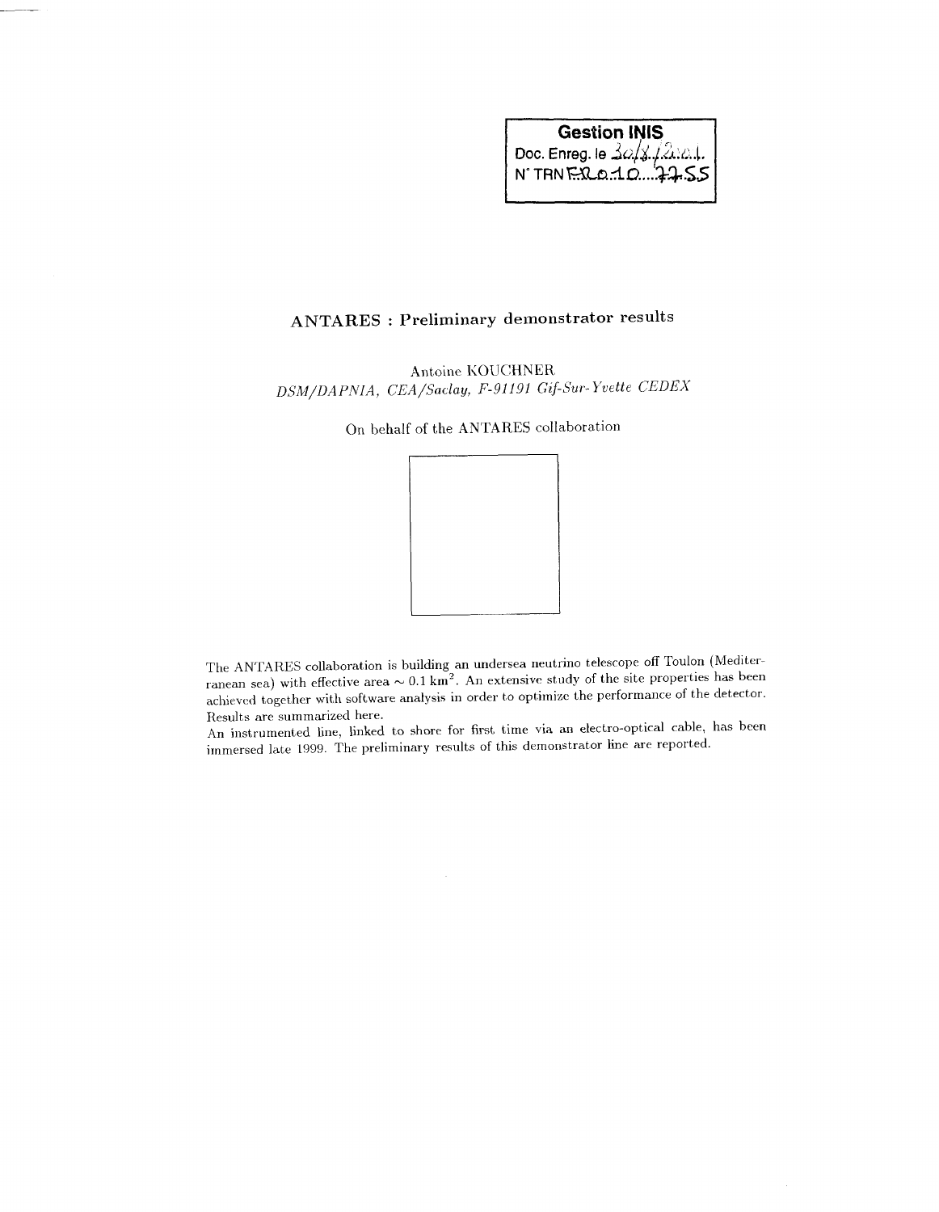**Gestion INIS**
Doc. Enreg. le 30/8/2001
N° TRN FR0100 7255

## ANTARES : Preliminary demonstrator results

Antoine KOUCHNER
*DSM/DAPNIA, CEA/Saclay, F-91191 Gif-Sur-Yvette CEDEX*

On behalf of the ANTARES collaboration

The ANTARES collaboration is building an undersea neutrino telescope off Toulon (Mediterranean sea) with effective area $\sim 0.1\ \mathbf{km}^2$. An extensive study of the site properties has been achieved together with software analysis in order to optimize the performance of the detector. Results are summarized here.
An instrumented line, linked to shore for first time via an electro-optical cable, has been immersed late 1999. The preliminary results of this demonstrator line are reported.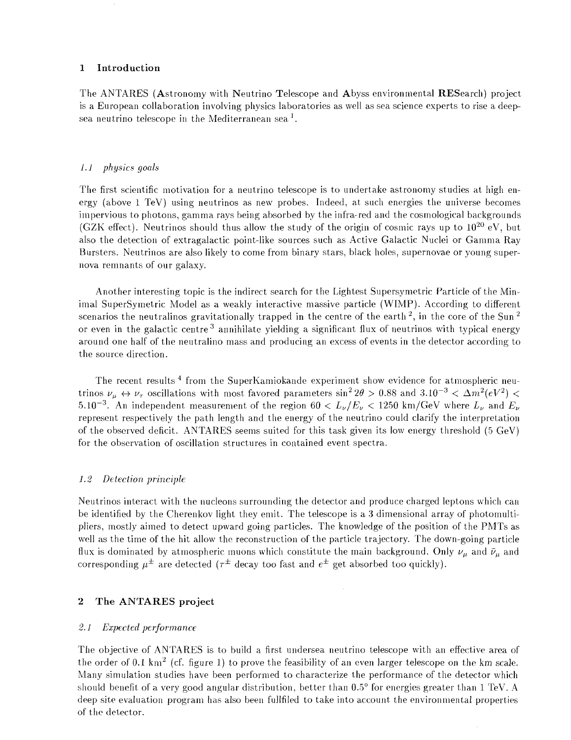## 1 Introduction

The ANTARES (**A**stronomy with **N**eutrino **T**elescope and **A**byss environmental **RES**earch) project is a European collaboration involving physics laboratories as well as sea science experts to rise a deep-sea neutrino telescope in the Mediterranean sea [1].

### 1.1 *physics goals*

The first scientific motivation for a neutrino telescope is to undertake astronomy studies at high energy (above 1 TeV) using neutrinos as new probes. Indeed, at such energies the universe becomes impervious to photons, gamma rays being absorbed by the infra-red and the cosmological backgrounds (GZK effect). Neutrinos should thus allow the study of the origin of cosmic rays up to $10^{20}$ eV, but also the detection of extragalactic point-like sources such as Active Galactic Nuclei or Gamma Ray Bursters. Neutrinos are also likely to come from binary stars, black holes, supernovae or young supernova remnants of our galaxy.

Another interesting topic is the indirect search for the Lightest Supersymetric Particle of the Minimal SuperSymetric Model as a weakly interactive massive particle (WIMP). According to different scenarios the neutralinos gravitationally trapped in the centre of the earth [2], in the core of the Sun [2] or even in the galactic centre [3] annihilate yielding a significant flux of neutrinos with typical energy around one half of the neutralino mass and producing an excess of events in the detector according to the source direction.

The recent results [4] from the SuperKamiokande experiment show evidence for atmospheric neutrinos $\nu_\mu \leftrightarrow \nu_\tau$ oscillations with most favored parameters $\sin^2 2\theta > 0.88$ and $3.10^{-3} < \Delta m^2 (eV^2) < 5.10^{-3}$. An independent measurement of the region $60 < L_\nu / E_\nu < 1250$ km/GeV where $L_\nu$ and $E_\nu$ represent respectively the path length and the energy of the neutrino could clarify the interpretation of the observed deficit. ANTARES seems suited for this task given its low energy threshold (5 GeV) for the observation of oscillation structures in contained event spectra.

### 1.2 *Detection principle*

Neutrinos interact with the nucleons surrounding the detector and produce charged leptons which can be identified by the Cherenkov light they emit. The telescope is a 3 dimensional array of photomultipliers, mostly aimed to detect upward going particles. The knowledge of the position of the PMTs as well as the time of the hit allow the reconstruction of the particle trajectory. The down-going particle flux is dominated by atmospheric muons which constitute the main background. Only $\nu_\mu$ and $\bar{\nu}_\mu$ and corresponding $\mu^\pm$ are detected ($\tau^\pm$ decay too fast and $e^\pm$ get absorbed too quickly).

## 2 The ANTARES project

### 2.1 *Expected performance*

The objective of ANTARES is to build a first undersea neutrino telescope with an effective area of the order of 0.1 km$^2$ (cf. figure 1) to prove the feasibility of an even larger telescope on the km scale. Many simulation studies have been performed to characterize the performance of the detector which should benefit of a very good angular distribution, better than 0.5° for energies greater than 1 TeV. A deep site evaluation program has also been fullfiled to take into account the environmental properties of the detector.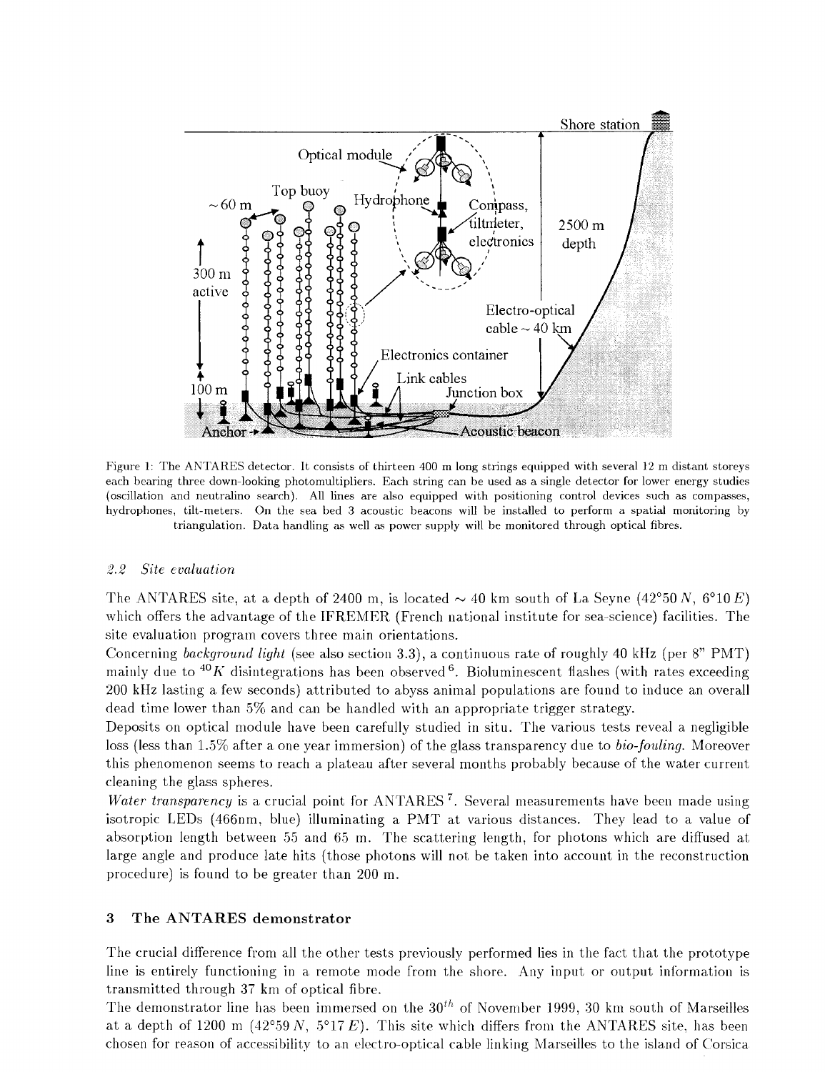Figure 1: The ANTARES detector. It consists of thirteen 400 m long strings equipped with several 12 m distant storeys each bearing three down-looking photomultipliers. Each string can be used as a single detector for lower energy studies (oscillation and neutralino search). All lines are also equipped with positioning control devices such as compasses, hydrophones, tilt-meters. On the sea bed 3 acoustic beacons will be installed to perform a spatial monitoring by triangulation. Data handling as well as power supply will be monitored through optical fibres.

### 2.2 Site evaluation

The ANTARES site, at a depth of 2400 m, is located $\sim$ 40 km south of La Seyne ($42°50\,N$, $6°10\,E$) which offers the advantage of the IFREMER (French national institute for sea-science) facilities. The site evaluation program covers three main orientations.

Concerning *background light* (see also section 3.3), a continuous rate of roughly 40 kHz (per 8" PMT) mainly due to $^{40}K$ disintegrations has been observed [6]. Bioluminescent flashes (with rates exceeding 200 kHz lasting a few seconds) attributed to abyss animal populations are found to induce an overall dead time lower than 5% and can be handled with an appropriate trigger strategy.

Deposits on optical module have been carefully studied in situ. The various tests reveal a negligible loss (less than 1.5% after a one year immersion) of the glass transparency due to *bio-fouling*. Moreover this phenomenon seems to reach a plateau after several months probably because of the water current cleaning the glass spheres.

*Water transparency* is a crucial point for ANTARES [7]. Several measurements have been made using isotropic LEDs (466nm, blue) illuminating a PMT at various distances. They lead to a value of absorption length between 55 and 65 m. The scattering length, for photons which are diffused at large angle and produce late hits (those photons will not be taken into account in the reconstruction procedure) is found to be greater than 200 m.

## 3 The ANTARES demonstrator

The crucial difference from all the other tests previously performed lies in the fact that the prototype line is entirely functioning in a remote mode from the shore. Any input or output information is transmitted through 37 km of optical fibre.

The demonstrator line has been immersed on the $30^{th}$ of November 1999, 30 km south of Marseilles at a depth of 1200 m ($42°59\,N$, $5°17\,E$). This site which differs from the ANTARES site, has been chosen for reason of accessibility to an electro-optical cable linking Marseilles to the island of Corsica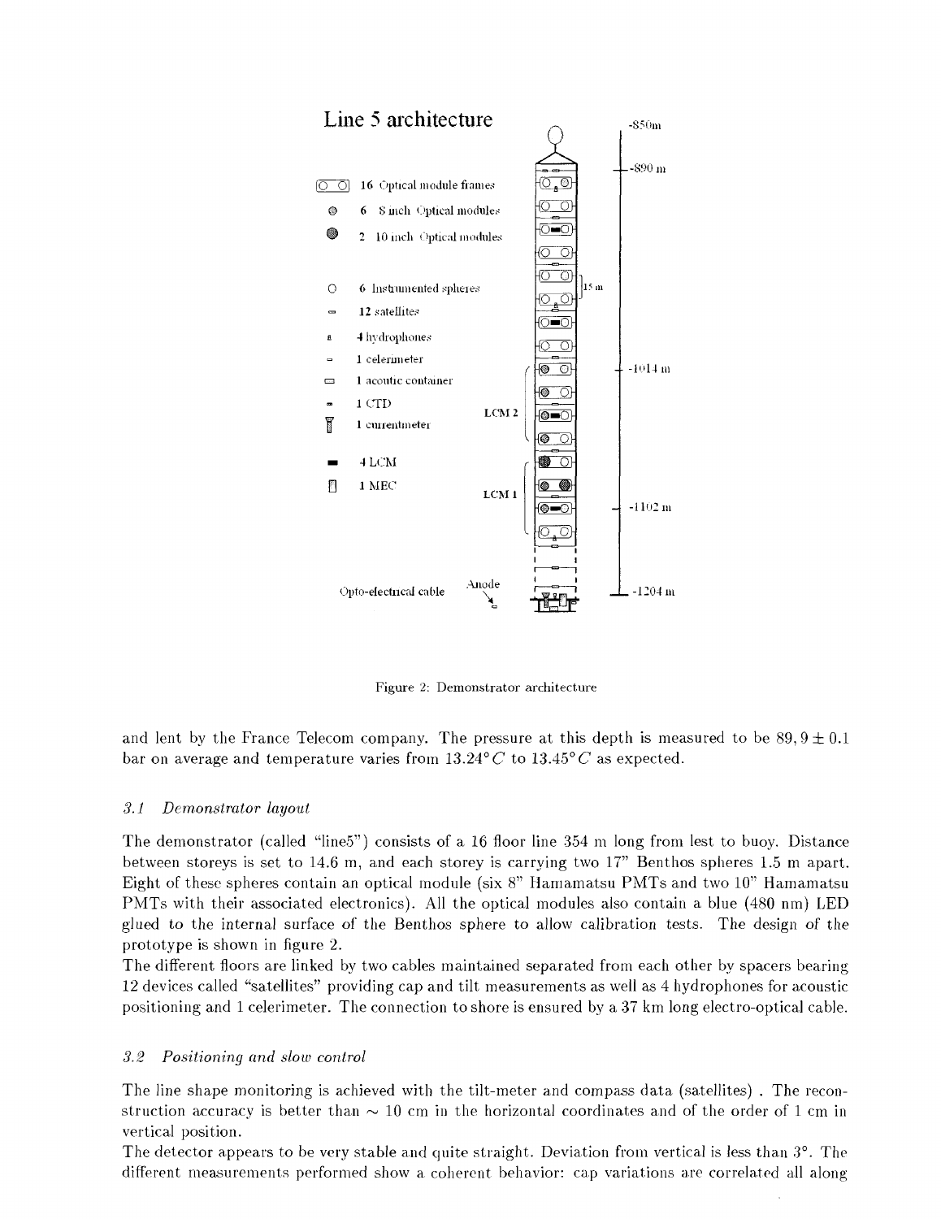Figure 2: Demonstrator architecture

and lent by the France Telecom company. The pressure at this depth is measured to be 89,9 ± 0.1 bar on average and temperature varies from $13.24°C$ to $13.45°C$ as expected.

### *3.1 Demonstrator layout*

The demonstrator (called "line5") consists of a 16 floor line 354 m long from lest to buoy. Distance between storeys is set to 14.6 m, and each storey is carrying two 17" Benthos spheres 1.5 m apart. Eight of these spheres contain an optical module (six 8" Hamamatsu PMTs and two 10" Hamamatsu PMTs with their associated electronics). All the optical modules also contain a blue (480 nm) LED glued to the internal surface of the Benthos sphere to allow calibration tests. The design of the prototype is shown in figure 2.

The different floors are linked by two cables maintained separated from each other by spacers bearing 12 devices called "satellites" providing cap and tilt measurements as well as 4 hydrophones for acoustic positioning and 1 celerimeter. The connection to shore is ensured by a 37 km long electro-optical cable.

### *3.2 Positioning and slow control*

The line shape monitoring is achieved with the tilt-meter and compass data (satellites) . The reconstruction accuracy is better than $\sim$ 10 cm in the horizontal coordinates and of the order of 1 cm in vertical position.

The detector appears to be very stable and quite straight. Deviation from vertical is less than 3°. The different measurements performed show a coherent behavior: cap variations are correlated all along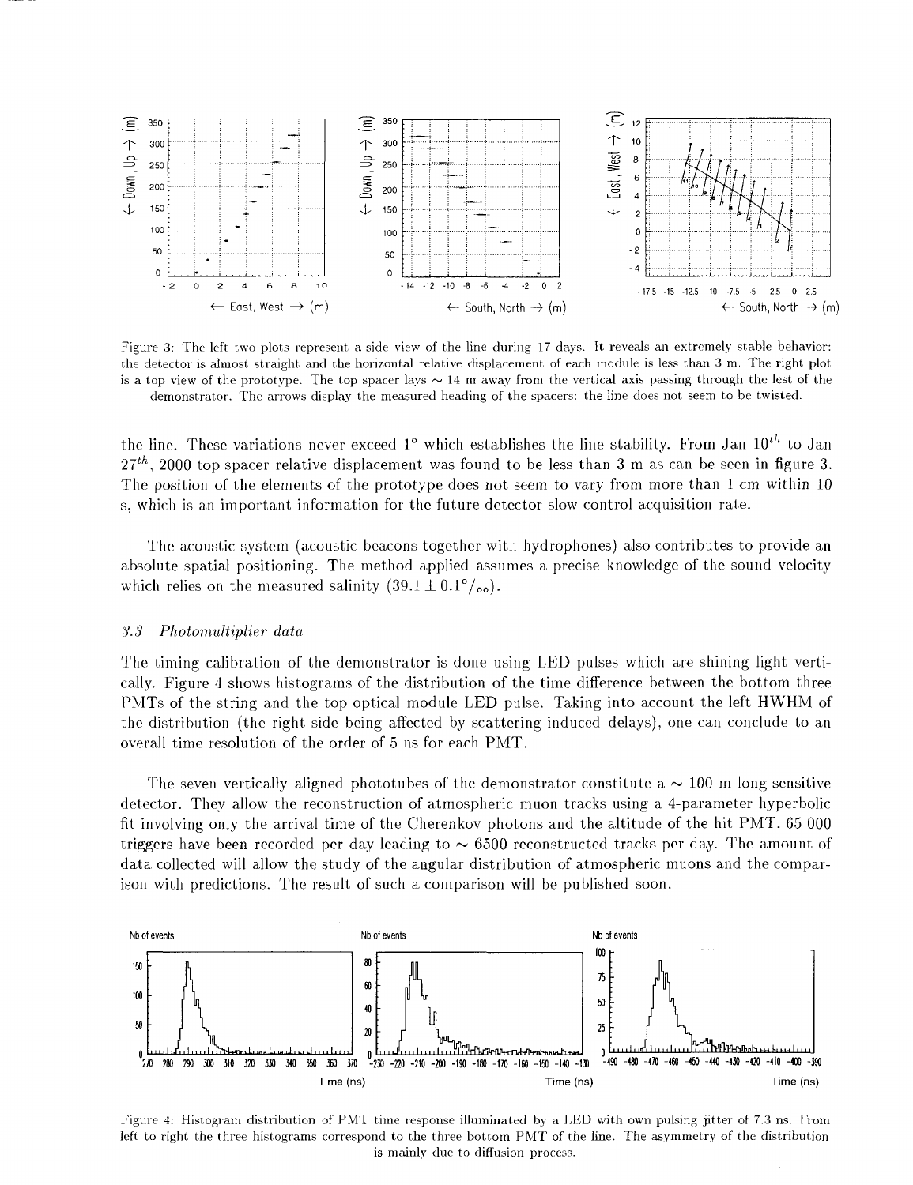Figure 3: The left two plots represent a side view of the line during 17 days. It reveals an extremely stable behavior: the detector is almost straight and the horizontal relative displacement of each module is less than 3 m. The right plot is a top view of the prototype. The top spacer lays $\sim 14$ m away from the vertical axis passing through the lest of the demonstrator. The arrows display the measured heading of the spacers: the line does not seem to be twisted.

the line. These variations never exceed 1° which establishes the line stability. From Jan $10^{th}$ to Jan $27^{th}$, 2000 top spacer relative displacement was found to be less than 3 m as can be seen in figure 3. The position of the elements of the prototype does not seem to vary from more than 1 cm within 10 s, which is an important information for the future detector slow control acquisition rate.

The acoustic system (acoustic beacons together with hydrophones) also contributes to provide an absolute spatial positioning. The method applied assumes a precise knowledge of the sound velocity which relies on the measured salinity ($39.1 \pm 0.1°/_{oo}$).

### *3.3 Photomultiplier data*

The timing calibration of the demonstrator is done using LED pulses which are shining light vertically. Figure 4 shows histograms of the distribution of the time difference between the bottom three PMTs of the string and the top optical module LED pulse. Taking into account the left HWHM of the distribution (the right side being affected by scattering induced delays), one can conclude to an overall time resolution of the order of 5 ns for each PMT.

The seven vertically aligned phototubes of the demonstrator constitute a $\sim 100$ m long sensitive detector. They allow the reconstruction of atmospheric muon tracks using a 4-parameter hyperbolic fit involving only the arrival time of the Cherenkov photons and the altitude of the hit PMT. 65 000 triggers have been recorded per day leading to $\sim 6500$ reconstructed tracks per day. The amount of data collected will allow the study of the angular distribution of atmospheric muons and the comparison with predictions. The result of such a comparison will be published soon.

Figure 4: Histogram distribution of PMT time response illuminated by a LED with own pulsing jitter of 7.3 ns. From left to right the three histograms correspond to the three bottom PMT of the line. The asymmetry of the distribution is mainly due to diffusion process.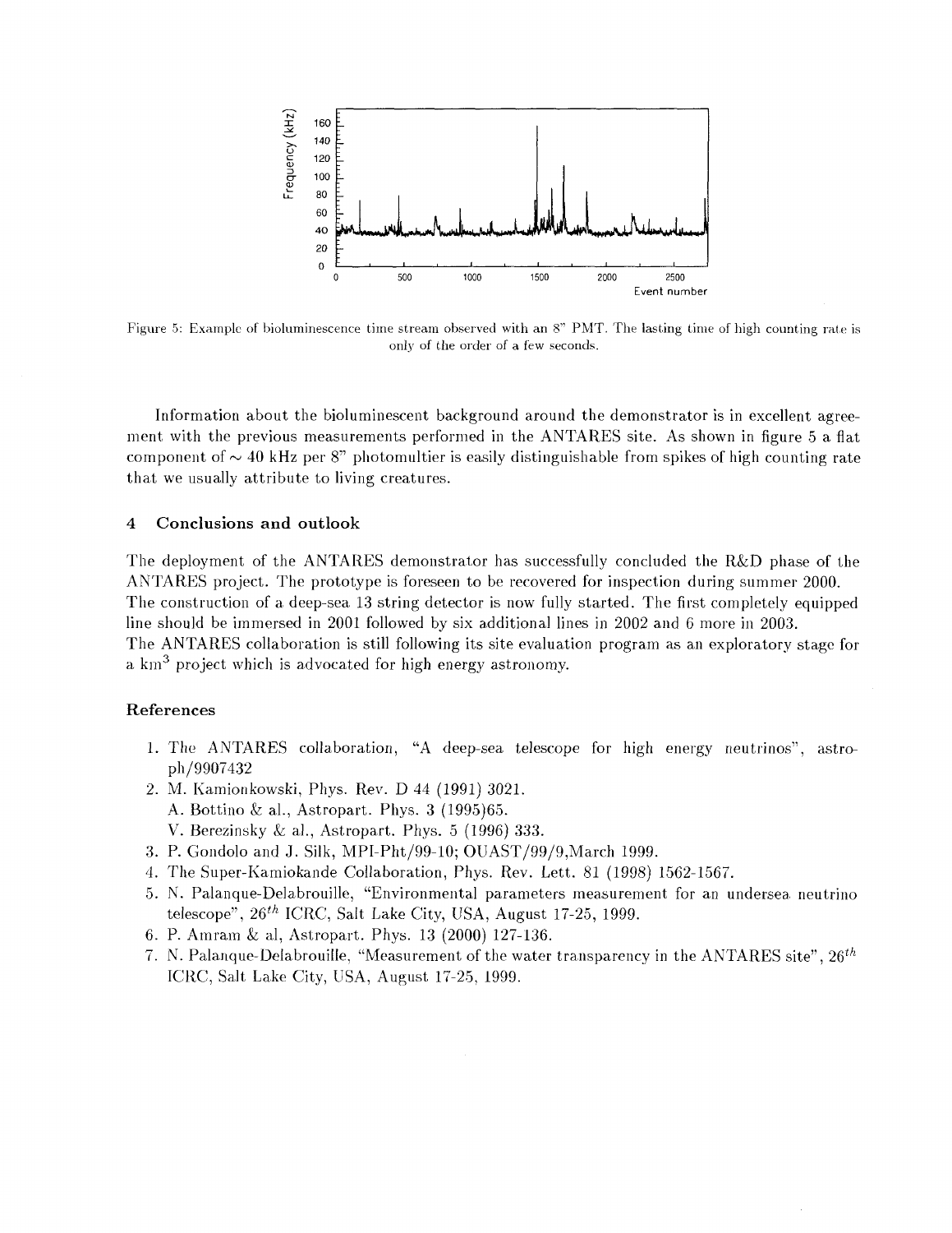Frequency (kHz)
160
140
120
100
80
60
40
20
0
0
500
1000
1500
2000
2500
Event number

Figure 5: Example of bioluminescence time stream observed with an 8" PMT. The lasting time of high counting rate is only of the order of a few seconds.

Information about the bioluminescent background around the demonstrator is in excellent agreement with the previous measurements performed in the ANTARES site. As shown in figure 5 a flat component of $\sim$ 40 kHz per 8" photomultier is easily distinguishable from spikes of high counting rate that we usually attribute to living creatures.

## 4 Conclusions and outlook

The deployment of the ANTARES demonstrator has successfully concluded the R&D phase of the ANTARES project. The prototype is foreseen to be recovered for inspection during summer 2000. The construction of a deep-sea 13 string detector is now fully started. The first completely equipped line should be immersed in 2001 followed by six additional lines in 2002 and 6 more in 2003. The ANTARES collaboration is still following its site evaluation program as an exploratory stage for a $km^3$ project which is advocated for high energy astronomy.

## References

1. The ANTARES collaboration, "A deep-sea telescope for high energy neutrinos", astro-ph/9907432
2. M. Kamionkowski, Phys. Rev. D 44 (1991) 3021.
   A. Bottino & al., Astropart. Phys. 3 (1995)65.
   V. Berezinsky & al., Astropart. Phys. 5 (1996) 333.
3. P. Gondolo and J. Silk, MPI-Pht/99-10; OUAST/99/9,March 1999.
4. The Super-Kamiokande Collaboration, Phys. Rev. Lett. 81 (1998) 1562-1567.
5. N. Palanque-Delabrouille, "Environmental parameters measurement for an undersea neutrino telescope", $26^{th}$ ICRC, Salt Lake City, USA, August 17-25, 1999.
6. P. Amram & al, Astropart. Phys. 13 (2000) 127-136.
7. N. Palanque-Delabrouille, "Measurement of the water transparency in the ANTARES site", $26^{th}$ ICRC, Salt Lake City, USA, August 17-25, 1999.